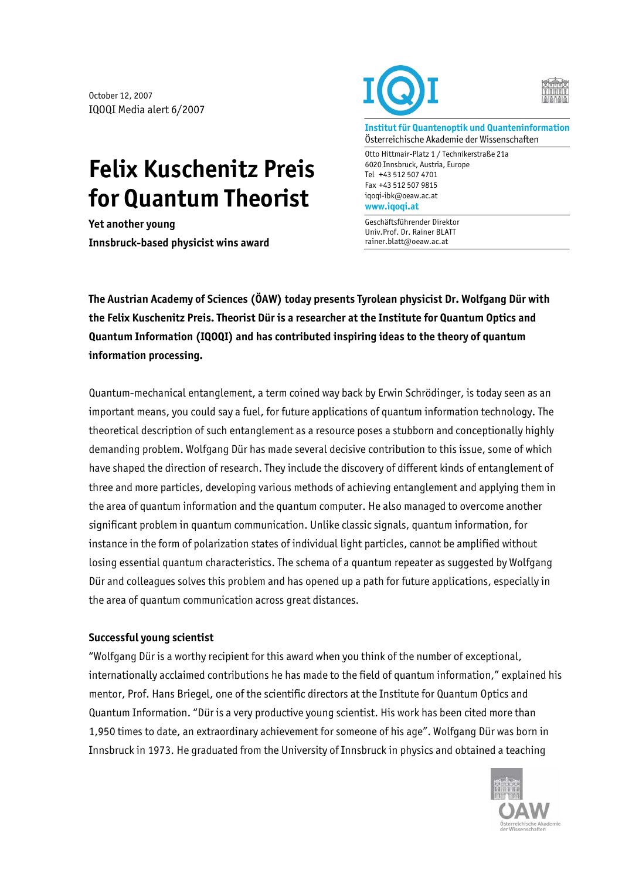October 12, 2007
IQOQI Media alert 6/2007

IQOQI

**Institut für Quantenoptik und Quanteninformation**
Österreichische Akademie der Wissenschaften

Otto Hittmair-Platz 1 / Technikerstraße 21a
6020 Innsbruck, Austria, Europe
Tel +43 512 507 4701
Fax +43 512 507 9815
iqoqi-ibk@oeaw.ac.at
**www.iqoqi.at**

Geschäftsführender Direktor
Univ.Prof. Dr. Rainer BLATT
rainer.blatt@oeaw.ac.at

# Felix Kuschenitz Preis for Quantum Theorist

**Yet another young Innsbruck-based physicist wins award**

**The Austrian Academy of Sciences (ÖAW) today presents Tyrolean physicist Dr. Wolfgang Dür with the Felix Kuschenitz Preis. Theorist Dür is a researcher at the Institute for Quantum Optics and Quantum Information (IQOQI) and has contributed inspiring ideas to the theory of quantum information processing.**

Quantum-mechanical entanglement, a term coined way back by Erwin Schrödinger, is today seen as an important means, you could say a fuel, for future applications of quantum information technology. The theoretical description of such entanglement as a resource poses a stubborn and conceptionally highly demanding problem. Wolfgang Dür has made several decisive contribution to this issue, some of which have shaped the direction of research. They include the discovery of different kinds of entanglement of three and more particles, developing various methods of achieving entanglement and applying them in the area of quantum information and the quantum computer. He also managed to overcome another significant problem in quantum communication. Unlike classic signals, quantum information, for instance in the form of polarization states of individual light particles, cannot be amplified without losing essential quantum characteristics. The schema of a quantum repeater as suggested by Wolfgang Dür and colleagues solves this problem and has opened up a path for future applications, especially in the area of quantum communication across great distances.

### Successful young scientist

"Wolfgang Dür is a worthy recipient for this award when you think of the number of exceptional, internationally acclaimed contributions he has made to the field of quantum information," explained his mentor, Prof. Hans Briegel, one of the scientific directors at the Institute for Quantum Optics and Quantum Information. "Dür is a very productive young scientist. His work has been cited more than 1,950 times to date, an extraordinary achievement for someone of his age". Wolfgang Dür was born in Innsbruck in 1973. He graduated from the University of Innsbruck in physics and obtained a teaching

ÖAW Österreichische Akademie der Wissenschaften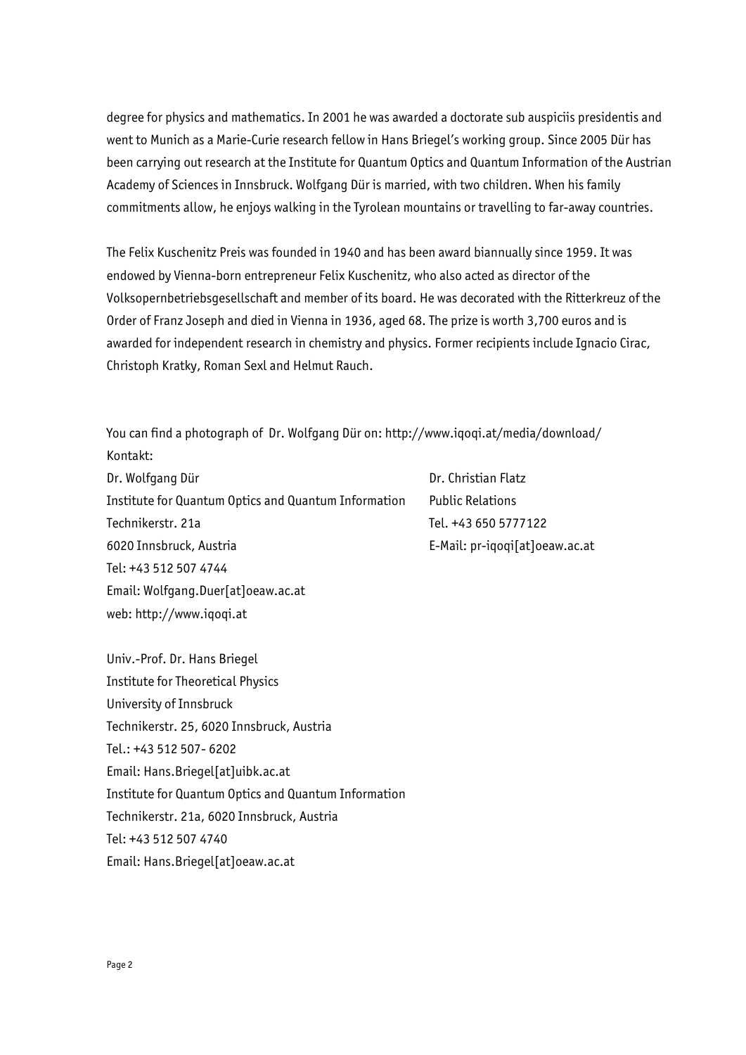degree for physics and mathematics. In 2001 he was awarded a doctorate sub auspiciis presidentis and went to Munich as a Marie-Curie research fellow in Hans Briegel's working group. Since 2005 Dür has been carrying out research at the Institute for Quantum Optics and Quantum Information of the Austrian Academy of Sciences in Innsbruck. Wolfgang Dür is married, with two children. When his family commitments allow, he enjoys walking in the Tyrolean mountains or travelling to far-away countries.

The Felix Kuschenitz Preis was founded in 1940 and has been award biannually since 1959. It was endowed by Vienna-born entrepreneur Felix Kuschenitz, who also acted as director of the Volksopernbetriebsgesellschaft and member of its board. He was decorated with the Ritterkreuz of the Order of Franz Joseph and died in Vienna in 1936, aged 68. The prize is worth 3,700 euros and is awarded for independent research in chemistry and physics. Former recipients include Ignacio Cirac, Christoph Kratky, Roman Sexl and Helmut Rauch.

You can find a photograph of Dr. Wolfgang Dür on: http://www.iqoqi.at/media/download/

Kontakt:

Dr. Wolfgang Dür
Institute for Quantum Optics and Quantum Information
Technikerstr. 21a
6020 Innsbruck, Austria
Tel: +43 512 507 4744
Email: Wolfgang.Duer[at]oeaw.ac.at
web: http://www.iqoqi.at

Dr. Christian Flatz
Public Relations
Tel. +43 650 5777122
E-Mail: pr-iqoqi[at]oeaw.ac.at

Univ.-Prof. Dr. Hans Briegel
Institute for Theoretical Physics
University of Innsbruck
Technikerstr. 25, 6020 Innsbruck, Austria
Tel.: +43 512 507- 6202
Email: Hans.Briegel[at]uibk.ac.at
Institute for Quantum Optics and Quantum Information
Technikerstr. 21a, 6020 Innsbruck, Austria
Tel: +43 512 507 4740
Email: Hans.Briegel[at]oeaw.ac.at